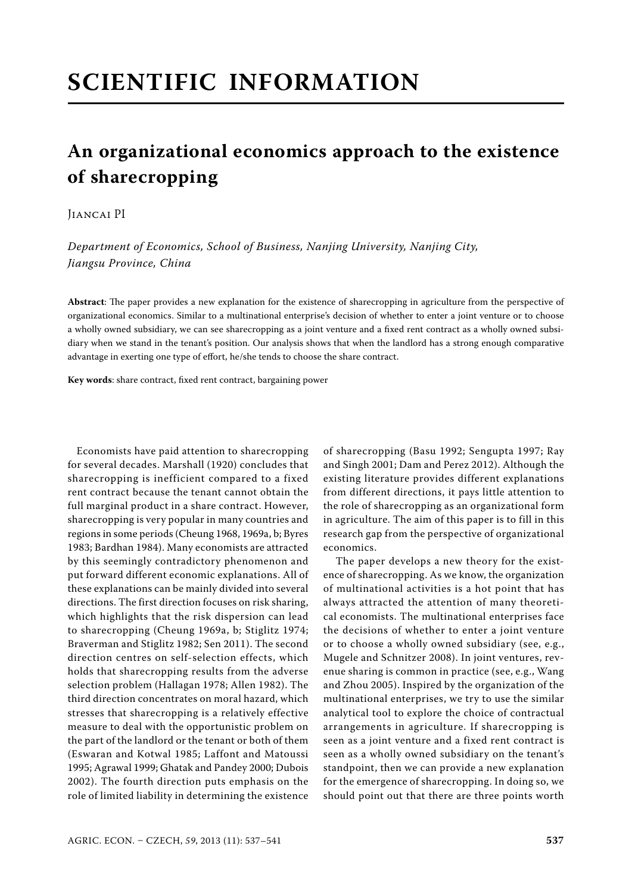# SCIENTIFIC INFORMATION

## An organizational economics approach to the existence of sharecropping

Jiancai PI

*Department of Economics, School of Business, Nanjing University, Nanjing City, Jiangsu Province, China*

**Abstract**: The paper provides a new explanation for the existence of sharecropping in agriculture from the perspective of organizational economics. Similar to a multinational enterprise's decision of whether to enter a joint venture or to choose a wholly owned subsidiary, we can see sharecropping as a joint venture and a fixed rent contract as a wholly owned subsidiary when we stand in the tenant's position. Our analysis shows that when the landlord has a strong enough comparative advantage in exerting one type of effort, he/she tends to choose the share contract.

**Key words**: share contract, fixed rent contract, bargaining power

Economists have paid attention to sharecropping for several decades. Marshall (1920) concludes that sharecropping is inefficient compared to a fixed rent contract because the tenant cannot obtain the full marginal product in a share contract. However, sharecropping is very popular in many countries and regions in some periods (Cheung 1968, 1969a, b; Byres 1983; Bardhan 1984). Many economists are attracted by this seemingly contradictory phenomenon and put forward different economic explanations. All of these explanations can be mainly divided into several directions. The first direction focuses on risk sharing, which highlights that the risk dispersion can lead to sharecropping (Cheung 1969a, b; Stiglitz 1974; Braverman and Stiglitz 1982; Sen 2011). The second direction centres on self-selection effects, which holds that sharecropping results from the adverse selection problem (Hallagan 1978; Allen 1982). The third direction concentrates on moral hazard, which stresses that sharecropping is a relatively effective measure to deal with the opportunistic problem on the part of the landlord or the tenant or both of them (Eswaran and Kotwal 1985; Laffont and Matoussi 1995; Agrawal 1999; Ghatak and Pandey 2000; Dubois 2002). The fourth direction puts emphasis on the role of limited liability in determining the existence of sharecropping (Basu 1992; Sengupta 1997; Ray and Singh 2001; Dam and Perez 2012). Although the existing literature provides different explanations from different directions, it pays little attention to the role of sharecropping as an organizational form in agriculture. The aim of this paper is to fill in this research gap from the perspective of organizational economics.

The paper develops a new theory for the existence of sharecropping. As we know, the organization of multinational activities is a hot point that has always attracted the attention of many theoretical economists. The multinational enterprises face the decisions of whether to enter a joint venture or to choose a wholly owned subsidiary (see, e.g., Mugele and Schnitzer 2008). In joint ventures, revenue sharing is common in practice (see, e.g., Wang and Zhou 2005). Inspired by the organization of the multinational enterprises, we try to use the similar analytical tool to explore the choice of contractual arrangements in agriculture. If sharecropping is seen as a joint venture and a fixed rent contract is seen as a wholly owned subsidiary on the tenant's standpoint, then we can provide a new explanation for the emergence of sharecropping. In doing so, we should point out that there are three points worth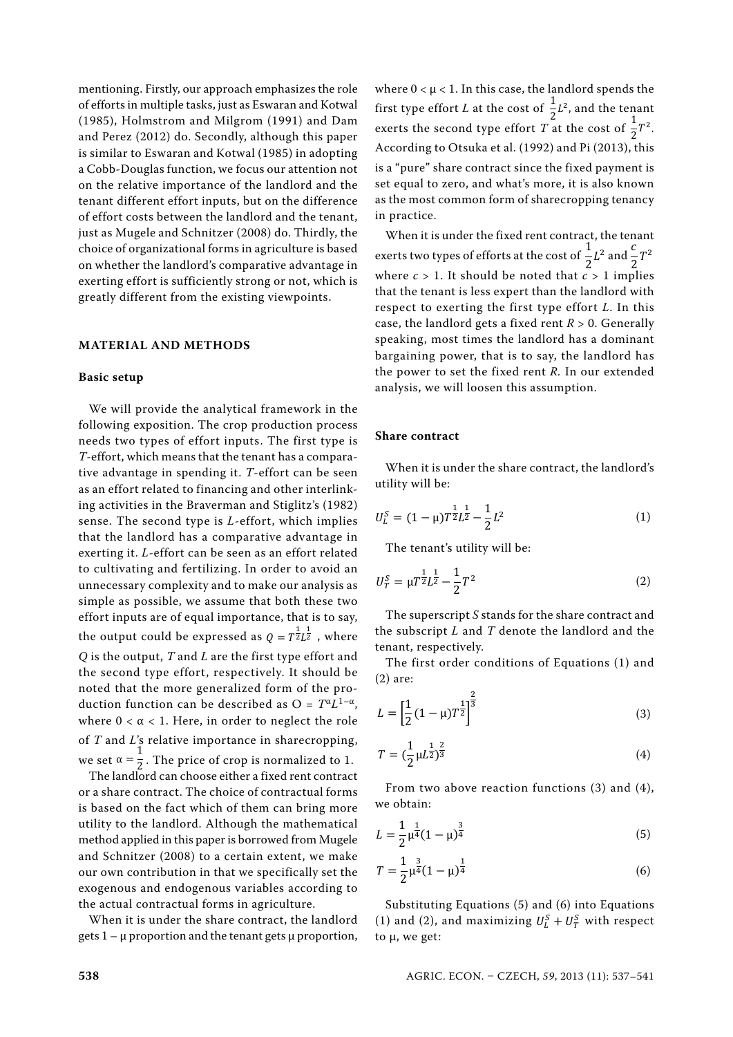mentioning. Firstly, our approach emphasizes the role of efforts in multiple tasks, just as Eswaran and Kotwal (1985), Holmstrom and Milgrom (1991) and Dam and Perez (2012) do. Secondly, although this paper is similar to Eswaran and Kotwal (1985) in adopting a Cobb-Douglas function, we focus our attention not on the relative importance of the landlord and the tenant different effort inputs, but on the difference of effort costs between the landlord and the tenant, just as Mugele and Schnitzer (2008) do. Thirdly, the choice of organizational forms in agriculture is based on whether the landlord's comparative advantage in exerting effort is sufficiently strong or not, which is greatly different from the existing viewpoints.

## MATERIAL AND METHODS

### Basic setup

We will provide the analytical framework in the following exposition. The crop production process needs two types of effort inputs. The first type is *T*-effort, which means that the tenant has a comparative advantage in spending it. *T*-effort can be seen as an effort related to financing and other interlinking activities in the Braverman and Stiglitz's (1982) sense. The second type is *L*-effort, which implies that the landlord has a comparative advantage in exerting it. *L*-effort can be seen as an effort related to cultivating and fertilizing. In order to avoid an unnecessary complexity and to make our analysis as simple as possible, we assume that both these two effort inputs are of equal importance, that is to say, the output could be expressed as $Q = T^{\frac{1}{2}}L^{\frac{1}{2}}$, where $Q$ is the output, $T$ and $L$ are the first type effort and the second type effort, respectively. It should be noted that the more generalized form of the production function can be described as $O = T^{\alpha}L^{1-\alpha}$, where $0 < \alpha < 1$. Here, in order to neglect the role of $T$ and $L$'s relative importance in sharecropping, we set $\alpha = \frac{1}{2}$. The price of crop is normalized to 1.

The landlord can choose either a fixed rent contract or a share contract. The choice of contractual forms is based on the fact which of them can bring more utility to the landlord. Although the mathematical method applied in this paper is borrowed from Mugele and Schnitzer (2008) to a certain extent, we make our own contribution in that we specifically set the exogenous and endogenous variables according to the actual contractual forms in agriculture.

When it is under the share contract, the landlord gets $1 - \mu$ proportion and the tenant gets $\mu$ proportion, where $0 < \mu < 1$. In this case, the landlord spends the first type effort $L$ at the cost of $\frac{1}{2}L^2$, and the tenant exerts the second type effort $T$ at the cost of $\frac{1}{2}T^2$. According to Otsuka et al. (1992) and Pi (2013), this is a "pure" share contract since the fixed payment is set equal to zero, and what's more, it is also known as the most common form of sharecropping tenancy in practice.

When it is under the fixed rent contract, the tenant exerts two types of efforts at the cost of $\frac{1}{2}L^2$ and $\frac{c}{2}T^2$ where $c > 1$. It should be noted that $c > 1$ implies that the tenant is less expert than the landlord with respect to exerting the first type effort $L$. In this case, the landlord gets a fixed rent $R > 0$. Generally speaking, most times the landlord has a dominant bargaining power, that is to say, the landlord has the power to set the fixed rent $R$. In our extended analysis, we will loosen this assumption.

### Share contract

When it is under the share contract, the landlord's utility will be:

$$U_L^S = (1 - \mu)T^{\frac{1}{2}}L^{\frac{1}{2}} - \frac{1}{2}L^2 \tag{1}$$

The tenant's utility will be:

$$U_T^S = \mu T^{\frac{1}{2}}L^{\frac{1}{2}} - \frac{1}{2}T^2 \tag{2}$$

The superscript $S$ stands for the share contract and the subscript $L$ and $T$ denote the landlord and the tenant, respectively.

The first order conditions of Equations (1) and (2) are:

$$L = \left[\frac{1}{2}(1 - \mu)T^{\frac{1}{2}}\right]^{\frac{2}{3}} \tag{3}$$

$$T = (\frac{1}{2}\mu L^{\frac{1}{2}})^{\frac{2}{3}} \tag{4}$$

From two above reaction functions (3) and (4), we obtain:

$$L = \frac{1}{2}\mu^{\frac{1}{4}}(1 - \mu)^{\frac{3}{4}} \tag{5}$$

$$T = \frac{1}{2}\mu^{\frac{3}{4}}(1 - \mu)^{\frac{1}{4}} \tag{6}$$

Substituting Equations (5) and (6) into Equations (1) and (2), and maximizing $U_L^S + U_T^S$ with respect to $\mu$, we get: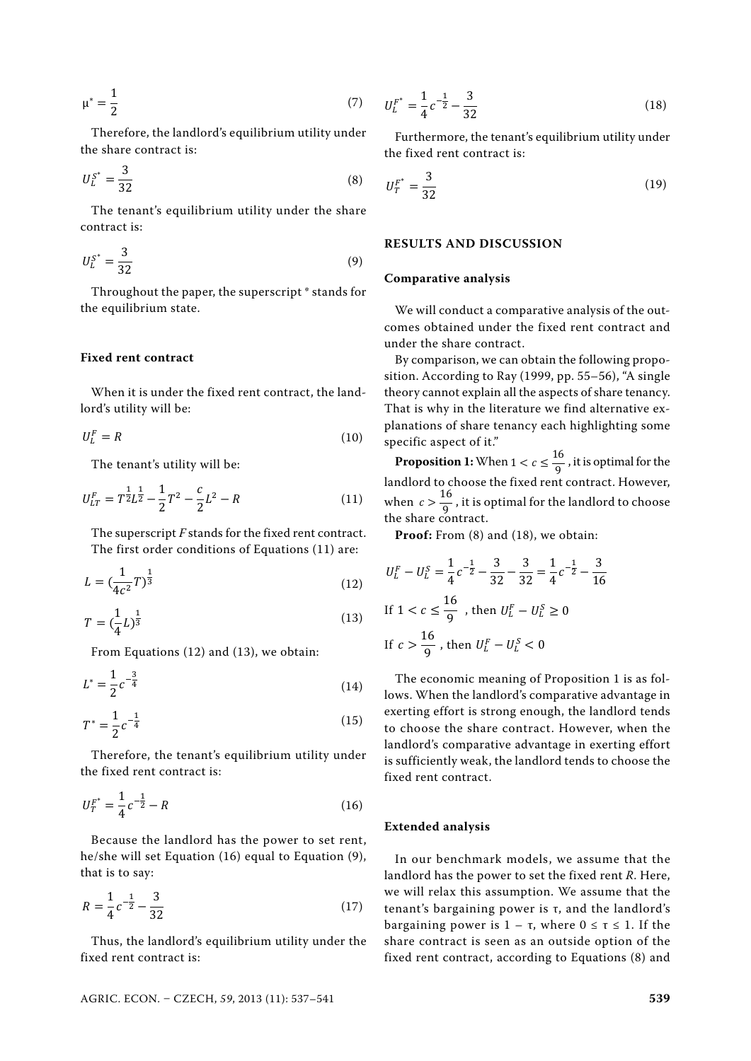$$\mu^* = \frac{1}{2} \tag{7}$$

Therefore, the landlord's equilibrium utility under the share contract is:

$$U_L^{S^*} = \frac{3}{32} \tag{8}$$

The tenant's equilibrium utility under the share contract is:

$$U_L^{S^*} = \frac{3}{32} \tag{9}$$

Throughout the paper, the superscript * stands for the equilibrium state.

### Fixed rent contract

When it is under the fixed rent contract, the landlord's utility will be:

$$U_L^F = R \tag{10}$$

The tenant's utility will be:

$$U_{LT}^F = T^{\frac{1}{2}}L^{\frac{1}{2}} - \frac{1}{2}T^2 - \frac{c}{2}L^2 - R \tag{11}$$

The superscript $F$ stands for the fixed rent contract.

The first order conditions of Equations (11) are:

$$L = \left(\frac{1}{4c^2}T\right)^{\frac{1}{3}} \tag{12}$$

$$T = \left(\frac{1}{4}L\right)^{\frac{1}{3}} \tag{13}$$

From Equations (12) and (13), we obtain:

$$L^* = \frac{1}{2}c^{-\frac{3}{4}} \tag{14}$$

$$T^* = \frac{1}{2}c^{-\frac{1}{4}} \tag{15}$$

Therefore, the tenant's equilibrium utility under the fixed rent contract is:

$$U_T^{F^*} = \frac{1}{4}c^{-\frac{1}{2}} - R \tag{16}$$

Because the landlord has the power to set rent, he/she will set Equation (16) equal to Equation (9), that is to say:

$$R = \frac{1}{4}c^{-\frac{1}{2}} - \frac{3}{32} \tag{17}$$

Thus, the landlord's equilibrium utility under the fixed rent contract is:

$$U_L^{F^*} = \frac{1}{4}c^{-\frac{1}{2}} - \frac{3}{32} \tag{18}$$

Furthermore, the tenant's equilibrium utility under the fixed rent contract is:

$$U_T^{F^*} = \frac{3}{32} \tag{19}$$

## RESULTS AND DISCUSSION

### Comparative analysis

We will conduct a comparative analysis of the outcomes obtained under the fixed rent contract and under the share contract.

By comparison, we can obtain the following proposition. According to Ray (1999, pp. 55–56), "A single theory cannot explain all the aspects of share tenancy. That is why in the literature we find alternative explanations of share tenancy each highlighting some specific aspect of it."

**Proposition 1:** When $1 < c \leq \frac{16}{9}$, it is optimal for the landlord to choose the fixed rent contract. However, when $c > \frac{16}{9}$, it is optimal for the landlord to choose the share contract.

**Proof:** From (8) and (18), we obtain:

$$U_L^F - U_L^S = \frac{1}{4}c^{-\frac{1}{2}} - \frac{3}{32} - \frac{3}{32} = \frac{1}{4}c^{-\frac{1}{2}} - \frac{3}{16}$$

If $1 < c \leq \frac{16}{9}$, then $U_L^F - U_L^S \geq 0$

If $c > \frac{16}{9}$, then $U_L^F - U_L^S < 0$

The economic meaning of Proposition 1 is as follows. When the landlord's comparative advantage in exerting effort is strong enough, the landlord tends to choose the share contract. However, when the landlord's comparative advantage in exerting effort is sufficiently weak, the landlord tends to choose the fixed rent contract.

### Extended analysis

In our benchmark models, we assume that the landlord has the power to set the fixed rent $R$. Here, we will relax this assumption. We assume that the tenant's bargaining power is $\tau$, and the landlord's bargaining power is $1 - \tau$, where $0 \leq \tau \leq 1$. If the share contract is seen as an outside option of the fixed rent contract, according to Equations (8) and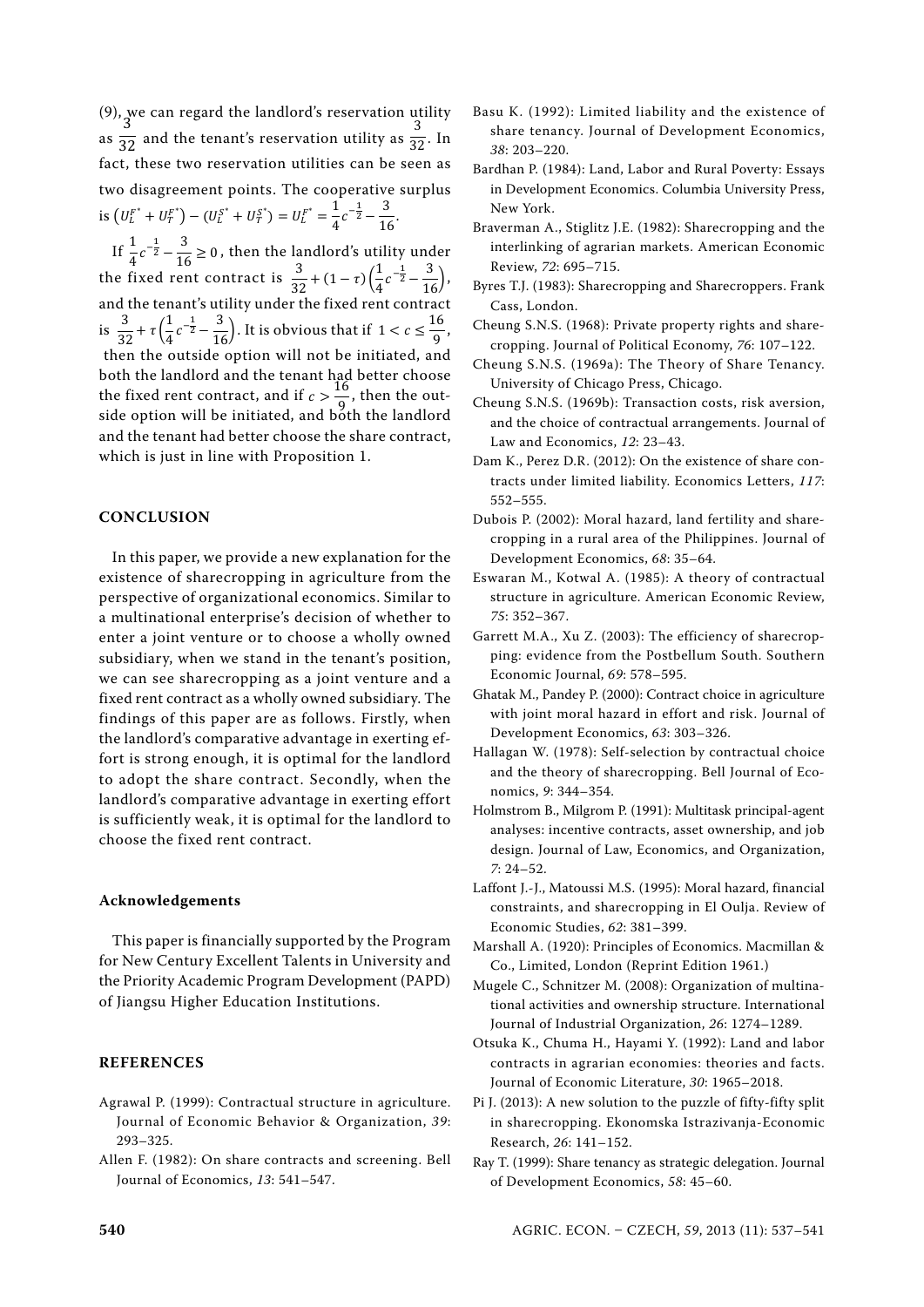(9), we can regard the landlord's reservation utility as $\frac{3}{32}$ and the tenant's reservation utility as $\frac{3}{32}$. In fact, these two reservation utilities can be seen as two disagreement points. The cooperative surplus is $(U_L^{F^*} + U_T^{F^*}) - (U_L^{S^*} + U_T^{S^*}) = U_L^{F^*} = \frac{1}{4}c^{-\frac{1}{2}} - \frac{3}{16}$.

If $\frac{1}{4}c^{-\frac{1}{2}} - \frac{3}{16} \geq 0$, then the landlord's utility under the fixed rent contract is $\frac{3}{32} + (1-\tau)\left(\frac{1}{4}c^{-\frac{1}{2}} - \frac{3}{16}\right)$, and the tenant's utility under the fixed rent contract is $\frac{3}{32} + \tau\left(\frac{1}{4}c^{-\frac{1}{2}} - \frac{3}{16}\right)$. It is obvious that if $1 < c \leq \frac{16}{9}$, then the outside option will not be initiated, and both the landlord and the tenant had better choose the fixed rent contract, and if $c > \frac{16}{9}$, then the outside option will be initiated, and both the landlord and the tenant had better choose the share contract, which is just in line with Proposition 1.

## CONCLUSION

In this paper, we provide a new explanation for the existence of sharecropping in agriculture from the perspective of organizational economics. Similar to a multinational enterprise's decision of whether to enter a joint venture or to choose a wholly owned subsidiary, when we stand in the tenant's position, we can see sharecropping as a joint venture and a fixed rent contract as a wholly owned subsidiary. The findings of this paper are as follows. Firstly, when the landlord's comparative advantage in exerting effort is strong enough, it is optimal for the landlord to adopt the share contract. Secondly, when the landlord's comparative advantage in exerting effort is sufficiently weak, it is optimal for the landlord to choose the fixed rent contract.

### Acknowledgements

This paper is financially supported by the Program for New Century Excellent Talents in University and the Priority Academic Program Development (PAPD) of Jiangsu Higher Education Institutions.

## REFERENCES

Agrawal P. (1999): Contractual structure in agriculture. Journal of Economic Behavior & Organization, *39*: 293–325.

Allen F. (1982): On share contracts and screening. Bell Journal of Economics, *13*: 541–547.

Basu K. (1992): Limited liability and the existence of share tenancy. Journal of Development Economics, *38*: 203–220.

Bardhan P. (1984): Land, Labor and Rural Poverty: Essays in Development Economics. Columbia University Press, New York.

Braverman A., Stiglitz J.E. (1982): Sharecropping and the interlinking of agrarian markets. American Economic Review, *72*: 695–715.

Byres T.J. (1983): Sharecropping and Sharecroppers. Frank Cass, London.

Cheung S.N.S. (1968): Private property rights and sharecropping. Journal of Political Economy, *76*: 107–122.

Cheung S.N.S. (1969a): The Theory of Share Tenancy. University of Chicago Press, Chicago.

Cheung S.N.S. (1969b): Transaction costs, risk aversion, and the choice of contractual arrangements. Journal of Law and Economics, *12*: 23–43.

Dam K., Perez D.R. (2012): On the existence of share contracts under limited liability. Economics Letters, *117*: 552–555.

Dubois P. (2002): Moral hazard, land fertility and sharecropping in a rural area of the Philippines. Journal of Development Economics, *68*: 35–64.

Eswaran M., Kotwal A. (1985): A theory of contractual structure in agriculture. American Economic Review, *75*: 352–367.

Garrett M.A., Xu Z. (2003): The efficiency of sharecropping: evidence from the Postbellum South. Southern Economic Journal, *69*: 578–595.

Ghatak M., Pandey P. (2000): Contract choice in agriculture with joint moral hazard in effort and risk. Journal of Development Economics, *63*: 303–326.

Hallagan W. (1978): Self-selection by contractual choice and the theory of sharecropping. Bell Journal of Economics, *9*: 344–354.

Holmstrom B., Milgrom P. (1991): Multitask principal-agent analyses: incentive contracts, asset ownership, and job design. Journal of Law, Economics, and Organization, *7*: 24–52.

Laffont J.-J., Matoussi M.S. (1995): Moral hazard, financial constraints, and sharecropping in El Oulja. Review of Economic Studies, *62*: 381–399.

Marshall A. (1920): Principles of Economics. Macmillan & Co., Limited, London (Reprint Edition 1961.)

Mugele C., Schnitzer M. (2008): Organization of multinational activities and ownership structure. International Journal of Industrial Organization, *26*: 1274–1289.

Otsuka K., Chuma H., Hayami Y. (1992): Land and labor contracts in agrarian economies: theories and facts. Journal of Economic Literature, *30*: 1965–2018.

Pi J. (2013): A new solution to the puzzle of fifty-fifty split in sharecropping. Ekonomska Istrazivanja-Economic Research, *26*: 141–152.

Ray T. (1999): Share tenancy as strategic delegation. Journal of Development Economics, *58*: 45–60.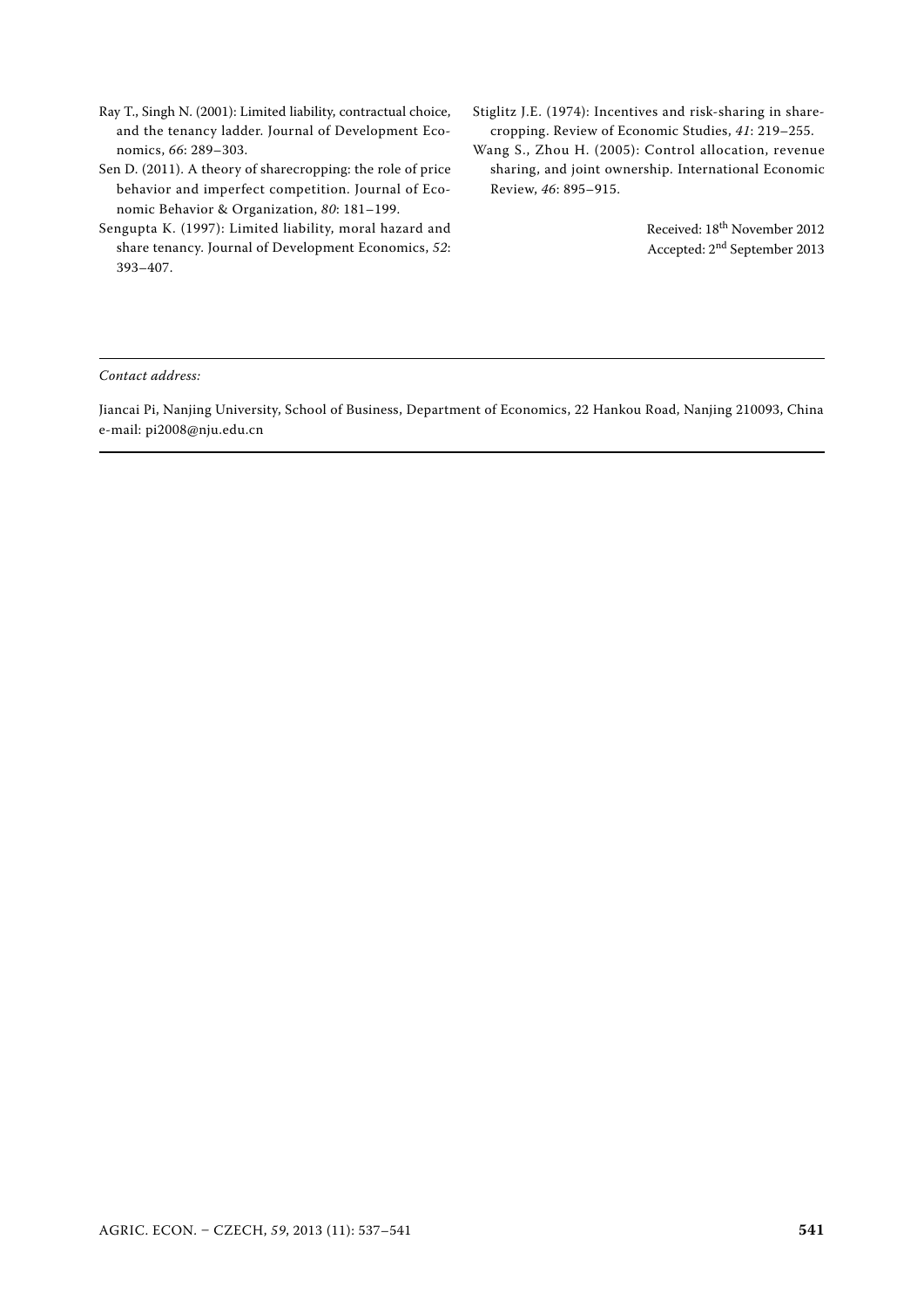Ray T., Singh N. (2001): Limited liability, contractual choice, and the tenancy ladder. Journal of Development Economics, *66*: 289–303.

Sen D. (2011). A theory of sharecropping: the role of price behavior and imperfect competition. Journal of Economic Behavior & Organization, *80*: 181–199.

Sengupta K. (1997): Limited liability, moral hazard and share tenancy. Journal of Development Economics, *52*: 393–407.

Stiglitz J.E. (1974): Incentives and risk-sharing in sharecropping. Review of Economic Studies, *41*: 219–255.

Wang S., Zhou H. (2005): Control allocation, revenue sharing, and joint ownership. International Economic Review, *46*: 895–915.

Received: 18th November 2012
Accepted: 2nd September 2013

*Contact address:*

Jiancai Pi, Nanjing University, School of Business, Department of Economics, 22 Hankou Road, Nanjing 210093, China
e-mail: pi2008@nju.edu.cn